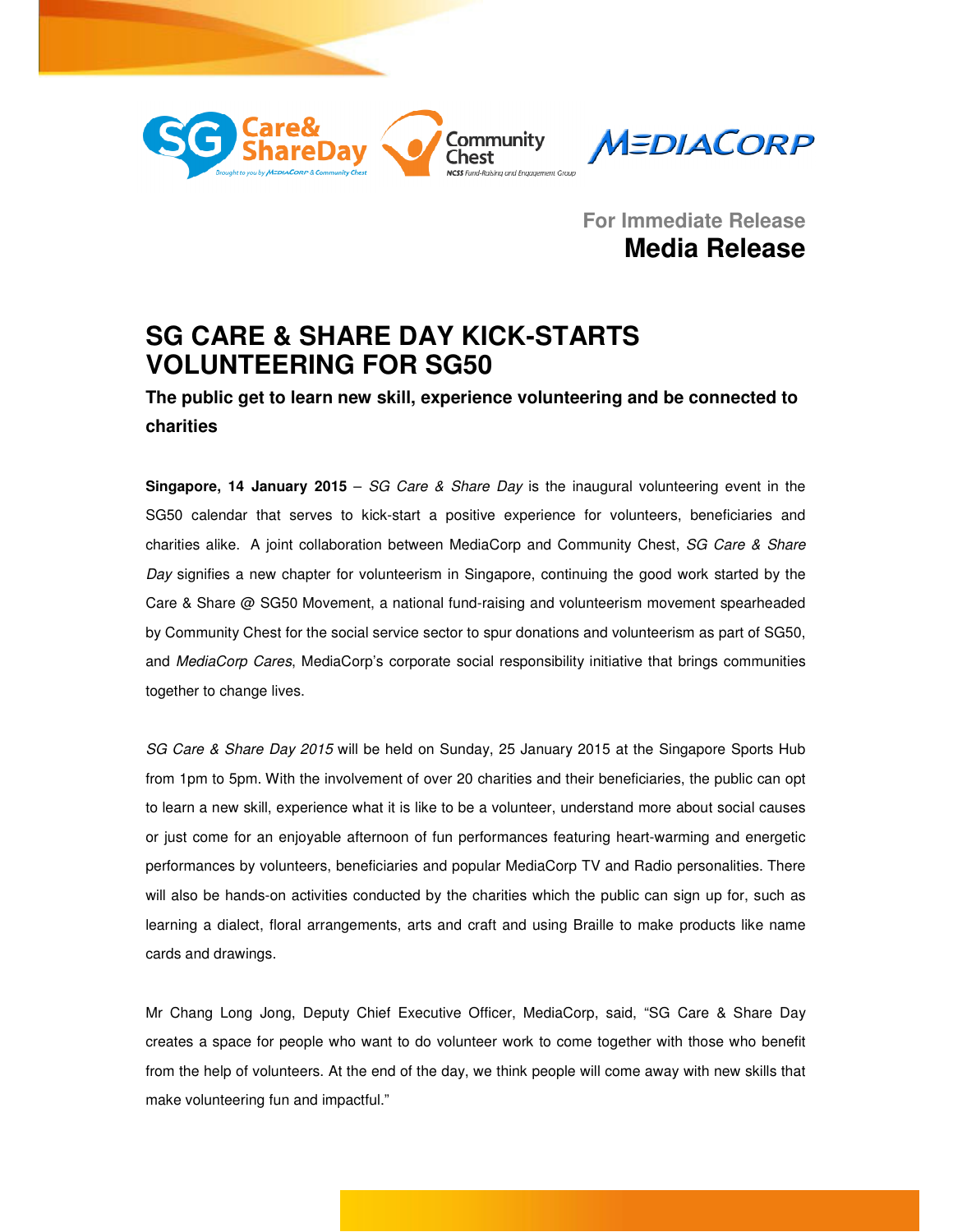**For Immediate Release**

**Media Release**

# SG CARE & SHARE DAY KICK-STARTS VOLUNTEERING FOR SG50

**The public get to learn new skill, experience volunteering and be connected to charities**

**Singapore, 14 January 2015** – *SG Care & Share Day* is the inaugural volunteering event in the SG50 calendar that serves to kick-start a positive experience for volunteers, beneficiaries and charities alike. A joint collaboration between MediaCorp and Community Chest, *SG Care & Share Day* signifies a new chapter for volunteerism in Singapore, continuing the good work started by the Care & Share @ SG50 Movement, a national fund-raising and volunteerism movement spearheaded by Community Chest for the social service sector to spur donations and volunteerism as part of SG50, and *MediaCorp Cares*, MediaCorp's corporate social responsibility initiative that brings communities together to change lives.

*SG Care & Share Day 2015* will be held on Sunday, 25 January 2015 at the Singapore Sports Hub from 1pm to 5pm. With the involvement of over 20 charities and their beneficiaries, the public can opt to learn a new skill, experience what it is like to be a volunteer, understand more about social causes or just come for an enjoyable afternoon of fun performances featuring heart-warming and energetic performances by volunteers, beneficiaries and popular MediaCorp TV and Radio personalities. There will also be hands-on activities conducted by the charities which the public can sign up for, such as learning a dialect, floral arrangements, arts and craft and using Braille to make products like name cards and drawings.

Mr Chang Long Jong, Deputy Chief Executive Officer, MediaCorp, said, "SG Care & Share Day creates a space for people who want to do volunteer work to come together with those who benefit from the help of volunteers. At the end of the day, we think people will come away with new skills that make volunteering fun and impactful."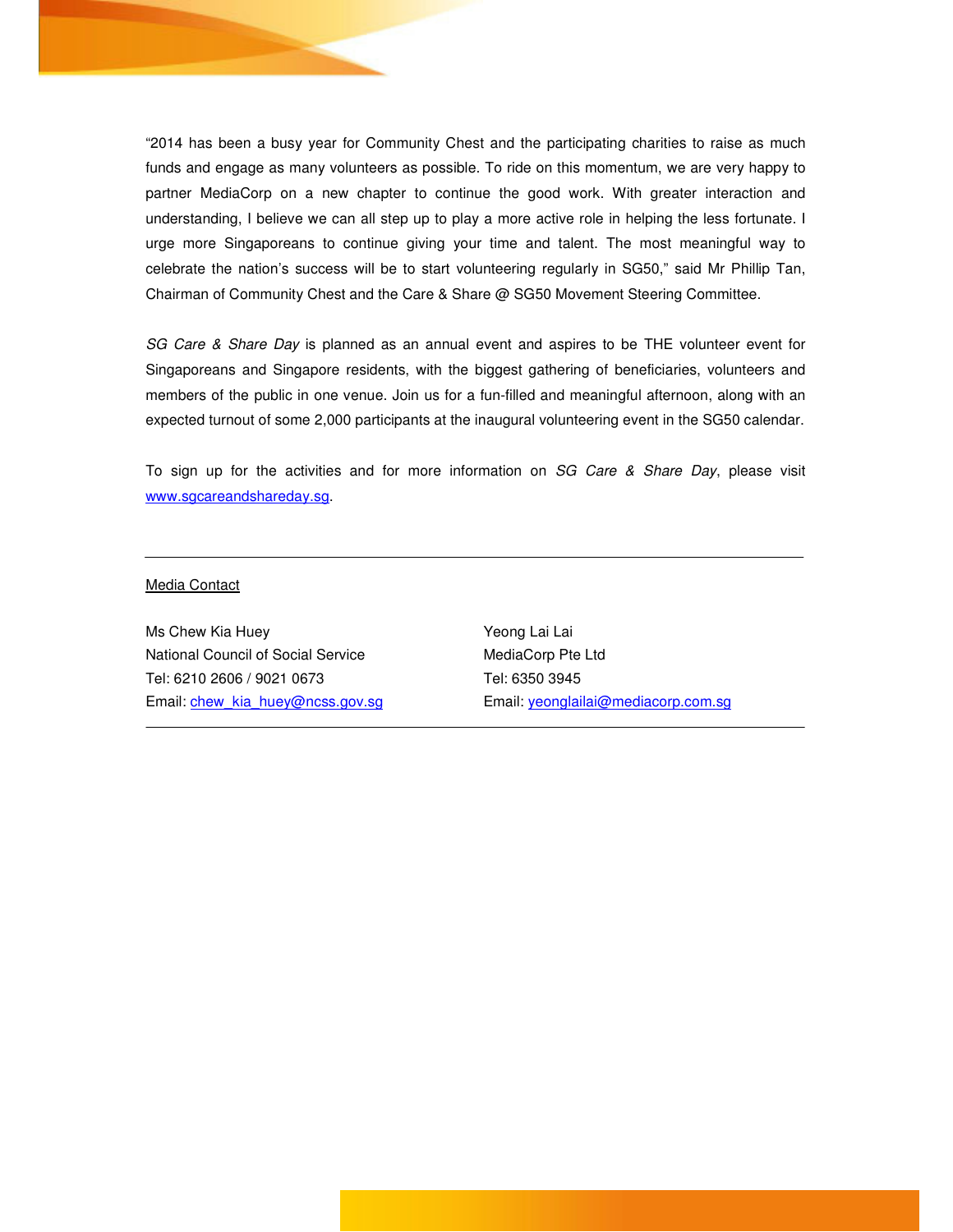"2014 has been a busy year for Community Chest and the participating charities to raise as much funds and engage as many volunteers as possible. To ride on this momentum, we are very happy to partner MediaCorp on a new chapter to continue the good work. With greater interaction and understanding, I believe we can all step up to play a more active role in helping the less fortunate. I urge more Singaporeans to continue giving your time and talent. The most meaningful way to celebrate the nation's success will be to start volunteering regularly in SG50," said Mr Phillip Tan, Chairman of Community Chest and the Care & Share @ SG50 Movement Steering Committee.

*SG Care & Share Day* is planned as an annual event and aspires to be THE volunteer event for Singaporeans and Singapore residents, with the biggest gathering of beneficiaries, volunteers and members of the public in one venue. Join us for a fun-filled and meaningful afternoon, along with an expected turnout of some 2,000 participants at the inaugural volunteering event in the SG50 calendar.

To sign up for the activities and for more information on *SG Care & Share Day*, please visit www.sgcareandshareday.sg.

---

Media Contact

Ms Chew Kia Huey
National Council of Social Service
Tel: 6210 2606 / 9021 0673
Email: chew_kia_huey@ncss.gov.sg

Yeong Lai Lai
MediaCorp Pte Ltd
Tel: 6350 3945
Email: yeonglailai@mediacorp.com.sg

---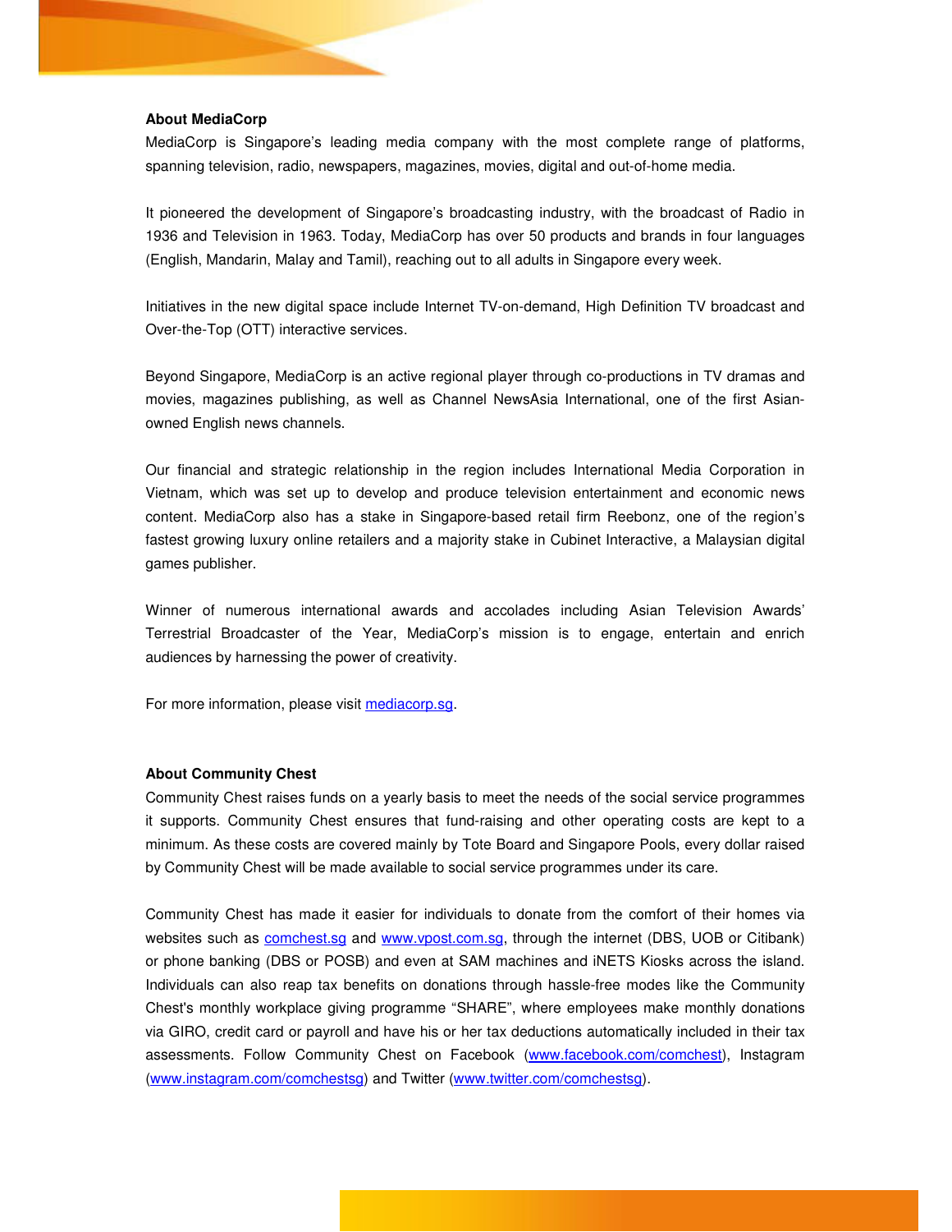**About MediaCorp**

MediaCorp is Singapore's leading media company with the most complete range of platforms, spanning television, radio, newspapers, magazines, movies, digital and out-of-home media.

It pioneered the development of Singapore's broadcasting industry, with the broadcast of Radio in 1936 and Television in 1963. Today, MediaCorp has over 50 products and brands in four languages (English, Mandarin, Malay and Tamil), reaching out to all adults in Singapore every week.

Initiatives in the new digital space include Internet TV-on-demand, High Definition TV broadcast and Over-the-Top (OTT) interactive services.

Beyond Singapore, MediaCorp is an active regional player through co-productions in TV dramas and movies, magazines publishing, as well as Channel NewsAsia International, one of the first Asian-owned English news channels.

Our financial and strategic relationship in the region includes International Media Corporation in Vietnam, which was set up to develop and produce television entertainment and economic news content. MediaCorp also has a stake in Singapore-based retail firm Reebonz, one of the region's fastest growing luxury online retailers and a majority stake in Cubinet Interactive, a Malaysian digital games publisher.

Winner of numerous international awards and accolades including Asian Television Awards' Terrestrial Broadcaster of the Year, MediaCorp's mission is to engage, entertain and enrich audiences by harnessing the power of creativity.

For more information, please visit mediacorp.sg.

**About Community Chest**

Community Chest raises funds on a yearly basis to meet the needs of the social service programmes it supports. Community Chest ensures that fund-raising and other operating costs are kept to a minimum. As these costs are covered mainly by Tote Board and Singapore Pools, every dollar raised by Community Chest will be made available to social service programmes under its care.

Community Chest has made it easier for individuals to donate from the comfort of their homes via websites such as comchest.sg and www.vpost.com.sg, through the internet (DBS, UOB or Citibank) or phone banking (DBS or POSB) and even at SAM machines and iNETS Kiosks across the island. Individuals can also reap tax benefits on donations through hassle-free modes like the Community Chest's monthly workplace giving programme "SHARE", where employees make monthly donations via GIRO, credit card or payroll and have his or her tax deductions automatically included in their tax assessments. Follow Community Chest on Facebook (www.facebook.com/comchest), Instagram (www.instagram.com/comchestsg) and Twitter (www.twitter.com/comchestsg).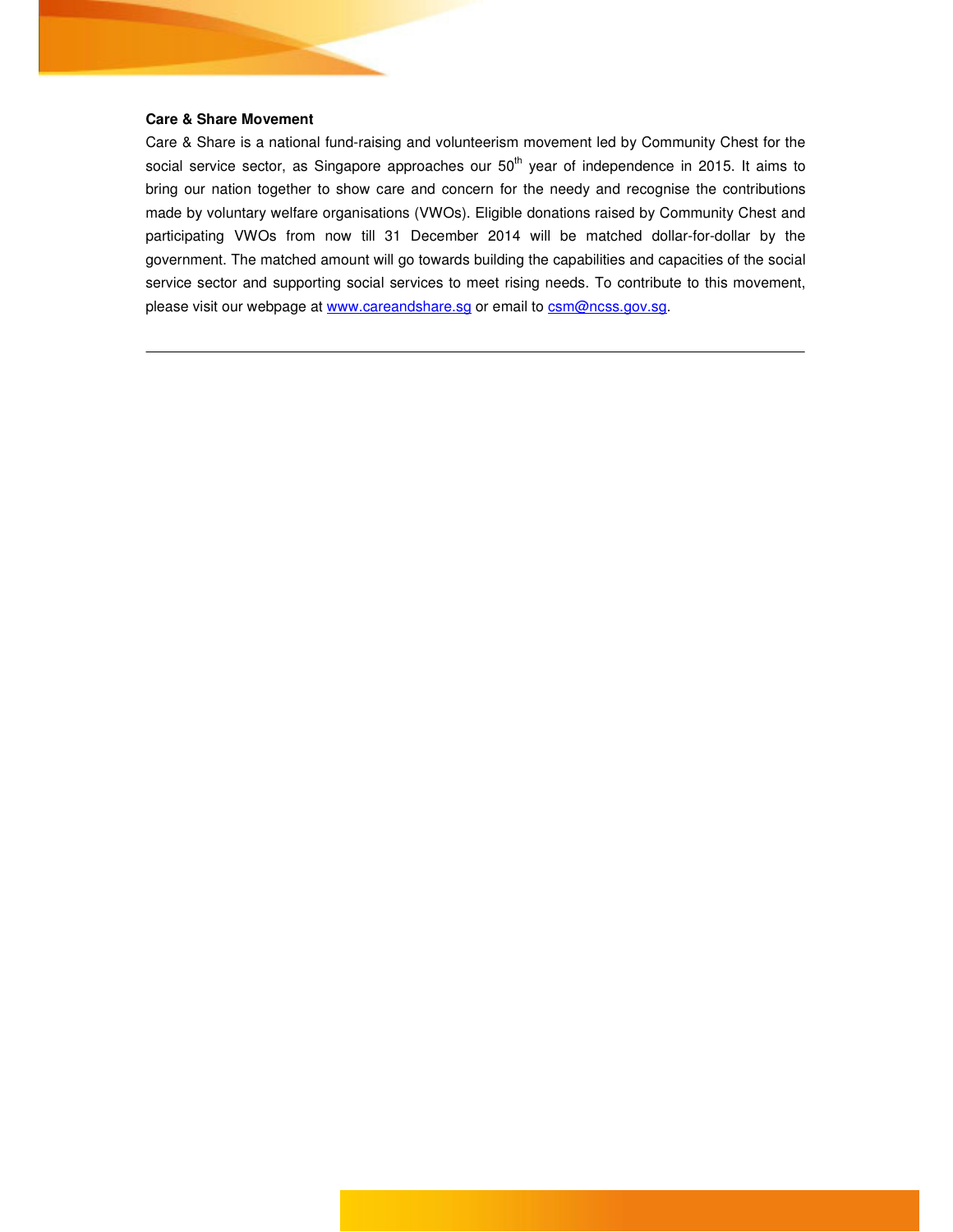**Care & Share Movement**

Care & Share is a national fund-raising and volunteerism movement led by Community Chest for the social service sector, as Singapore approaches our 50th year of independence in 2015. It aims to bring our nation together to show care and concern for the needy and recognise the contributions made by voluntary welfare organisations (VWOs). Eligible donations raised by Community Chest and participating VWOs from now till 31 December 2014 will be matched dollar-for-dollar by the government. The matched amount will go towards building the capabilities and capacities of the social service sector and supporting social services to meet rising needs. To contribute to this movement, please visit our webpage at www.careandshare.sg or email to csm@ncss.gov.sg.

---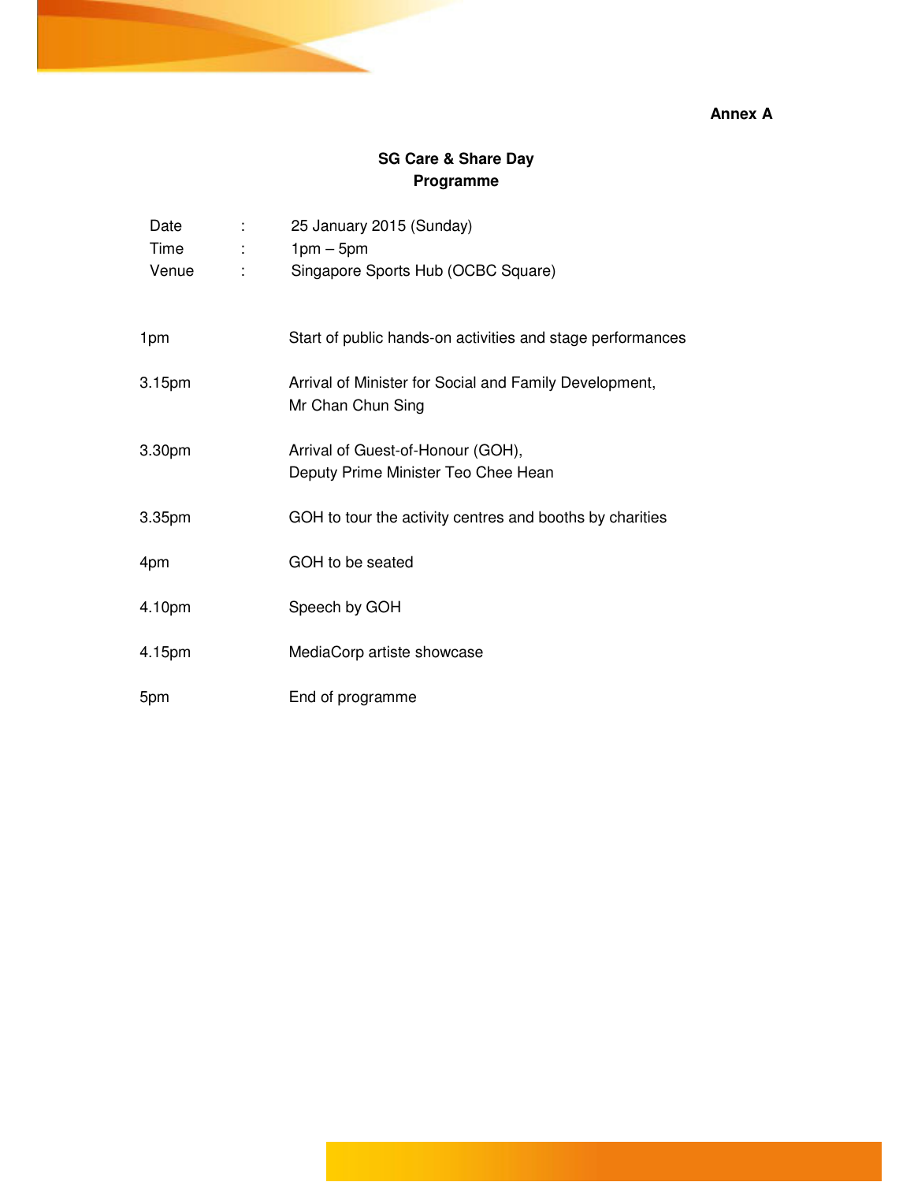**Annex A**

**SG Care & Share Day**
**Programme**

| | | |
|---|---|---|
| Date | : | 25 January 2015 (Sunday) |
| Time | : | 1pm – 5pm |
| Venue | : | Singapore Sports Hub (OCBC Square) |

| | |
|---|---|
| 1pm | Start of public hands-on activities and stage performances |
| 3.15pm | Arrival of Minister for Social and Family Development, Mr Chan Chun Sing |
| 3.30pm | Arrival of Guest-of-Honour (GOH), Deputy Prime Minister Teo Chee Hean |
| 3.35pm | GOH to tour the activity centres and booths by charities |
| 4pm | GOH to be seated |
| 4.10pm | Speech by GOH |
| 4.15pm | MediaCorp artiste showcase |
| 5pm | End of programme |